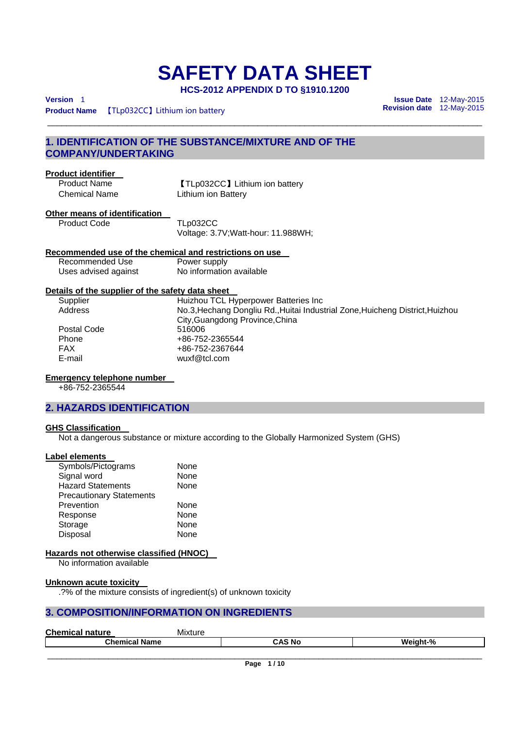# SAFETY DATA SHEET

**HCS-2012 APPENDIX D TO §1910.1200**

**Version** 1

**Product Name** 【TLp032CC】Lithium ion battery

**Issue Date** 12-May-2015
**Revision date** 12-May-2015

## 1. IDENTIFICATION OF THE SUBSTANCE/MIXTURE AND OF THE COMPANY/UNDERTAKING

### Product identifier

| | |
|---|---|
| Product Name | 【TLp032CC】Lithium ion battery |
| Chemical Name | Lithium ion Battery |

### Other means of identification

| | |
|---|---|
| Product Code | TLp032CC<br>Voltage: 3.7V;Watt-hour: 11.988WH; |

### Recommended use of the chemical and restrictions on use

| | |
|---|---|
| Recommended Use | Power supply |
| Uses advised against | No information available |

### Details of the supplier of the safety data sheet

| | |
|---|---|
| Supplier | Huizhou TCL Hyperpower Batteries Inc |
| Address | No.3,Hechang Dongliu Rd.,Huitai Industrial Zone,Huicheng District,Huizhou City,Guangdong Province,China |
| Postal Code | 516006 |
| Phone | +86-752-2365544 |
| FAX | +86-752-2367644 |
| E-mail | wuxf@tcl.com |

### Emergency telephone number

+86-752-2365544

## 2. HAZARDS IDENTIFICATION

### GHS Classification

Not a dangerous substance or mixture according to the Globally Harmonized System (GHS)

### Label elements

| | |
|---|---|
| Symbols/Pictograms | None |
| Signal word | None |
| Hazard Statements | None |
| Precautionary Statements | |
| Prevention | None |
| Response | None |
| Storage | None |
| Disposal | None |

### Hazards not otherwise classified (HNOC)

No information available

### Unknown acute toxicity

.?% of the mixture consists of ingredient(s) of unknown toxicity

## 3. COMPOSITION/INFORMATION ON INGREDIENTS

**Chemical nature** Mixture

| Chemical Name | CAS No | Weight-% |
|---|---|---|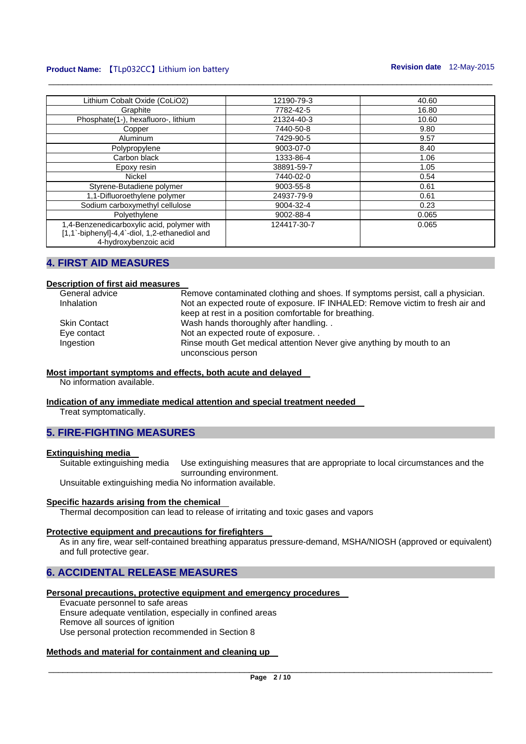| Lithium Cobalt Oxide (CoLiO2) | 12190-79-3 | 40.60 |
|---|---|---|
| Graphite | 7782-42-5 | 16.80 |
| Phosphate(1-), hexafluoro-, lithium | 21324-40-3 | 10.60 |
| Copper | 7440-50-8 | 9.80 |
| Aluminum | 7429-90-5 | 9.57 |
| Polypropylene | 9003-07-0 | 8.40 |
| Carbon black | 1333-86-4 | 1.06 |
| Epoxy resin | 38891-59-7 | 1.05 |
| Nickel | 7440-02-0 | 0.54 |
| Styrene-Butadiene polymer | 9003-55-8 | 0.61 |
| 1,1-Difluoroethylene polymer | 24937-79-9 | 0.61 |
| Sodium carboxymethyl cellulose | 9004-32-4 | 0.23 |
| Polyethylene | 9002-88-4 | 0.065 |
| 1,4-Benzenedicarboxylic acid, polymer with [1,1`-biphenyl]-4,4`-diol, 1,2-ethanediol and 4-hydroxybenzoic acid | 124417-30-7 | 0.065 |

## 4. FIRST AID MEASURES

**Description of first aid measures**

| | |
|---|---|
| General advice | Remove contaminated clothing and shoes. If symptoms persist, call a physician. |
| Inhalation | Not an expected route of exposure. IF INHALED: Remove victim to fresh air and keep at rest in a position comfortable for breathing. |
| Skin Contact | Wash hands thoroughly after handling. . |
| Eye contact | Not an expected route of exposure. . |
| Ingestion | Rinse mouth Get medical attention Never give anything by mouth to an unconscious person |

**Most important symptoms and effects, both acute and delayed**

No information available.

**Indication of any immediate medical attention and special treatment needed**

Treat symptomatically.

## 5. FIRE-FIGHTING MEASURES

**Extinguishing media**

Suitable extinguishing media: Use extinguishing measures that are appropriate to local circumstances and the surrounding environment.

Unsuitable extinguishing media: No information available.

**Specific hazards arising from the chemical**

Thermal decomposition can lead to release of irritating and toxic gases and vapors

**Protective equipment and precautions for firefighters**

As in any fire, wear self-contained breathing apparatus pressure-demand, MSHA/NIOSH (approved or equivalent) and full protective gear.

## 6. ACCIDENTAL RELEASE MEASURES

**Personal precautions, protective equipment and emergency procedures**

Evacuate personnel to safe areas
Ensure adequate ventilation, especially in confined areas
Remove all sources of ignition
Use personal protection recommended in Section 8

**Methods and material for containment and cleaning up**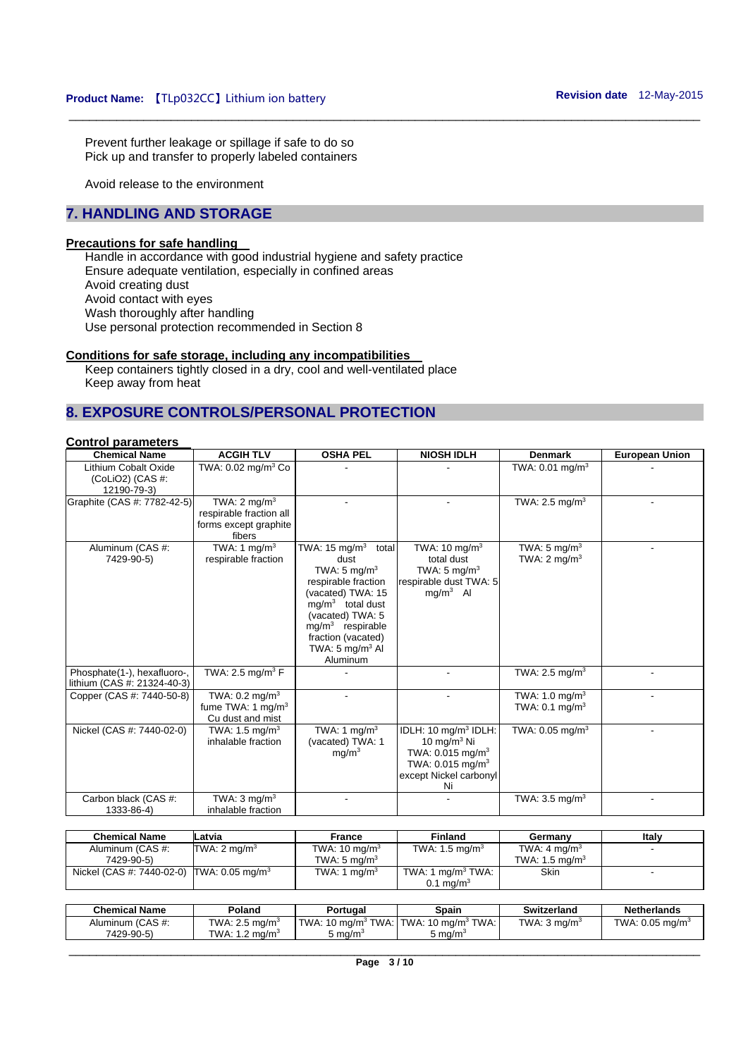Prevent further leakage or spillage if safe to do so
Pick up and transfer to properly labeled containers

Avoid release to the environment

## 7. HANDLING AND STORAGE

### Precautions for safe handling

Handle in accordance with good industrial hygiene and safety practice
Ensure adequate ventilation, especially in confined areas
Avoid creating dust
Avoid contact with eyes
Wash thoroughly after handling
Use personal protection recommended in Section 8

### Conditions for safe storage, including any incompatibilities

Keep containers tightly closed in a dry, cool and well-ventilated place
Keep away from heat

## 8. EXPOSURE CONTROLS/PERSONAL PROTECTION

### Control parameters

| Chemical Name | ACGIH TLV | OSHA PEL | NIOSH IDLH | Denmark | European Union |
|---|---|---|---|---|---|
| Lithium Cobalt Oxide ($CoLiO_2$) (CAS #: 12190-79-3) | TWA: 0.02 $mg/m^3$ Co | - | - | TWA: 0.01 $mg/m^3$ | - |
| Graphite (CAS #: 7782-42-5) | TWA: 2 $mg/m^3$ respirable fraction all forms except graphite fibers | - | - | TWA: 2.5 $mg/m^3$ | - |
| Aluminum (CAS #: 7429-90-5) | TWA: 1 $mg/m^3$ respirable fraction | TWA: 15 $mg/m^3$ total dust TWA: 5 $mg/m^3$ respirable fraction (vacated) TWA: 15 $mg/m^3$ total dust (vacated) TWA: 5 $mg/m^3$ respirable fraction (vacated) TWA: 5 $mg/m^3$ Al Aluminum | TWA: 10 $mg/m^3$ total dust TWA: 5 $mg/m^3$ respirable dust TWA: 5 $mg/m^3$ Al | TWA: 5 $mg/m^3$ TWA: 2 $mg/m^3$ | - |
| Phosphate(1-), hexafluoro-, lithium (CAS #: 21324-40-3) | TWA: 2.5 $mg/m^3$ F | - | - | TWA: 2.5 $mg/m^3$ | - |
| Copper (CAS #: 7440-50-8) | TWA: 0.2 $mg/m^3$ fume TWA: 1 $mg/m^3$ Cu dust and mist | - | - | TWA: 1.0 $mg/m^3$ TWA: 0.1 $mg/m^3$ | - |
| Nickel (CAS #: 7440-02-0) | TWA: 1.5 $mg/m^3$ inhalable fraction | TWA: 1 $mg/m^3$ (vacated) TWA: 1 $mg/m^3$ | IDLH: 10 $mg/m^3$ IDLH: 10 $mg/m^3$ Ni TWA: 0.015 $mg/m^3$ TWA: 0.015 $mg/m^3$ except Nickel carbonyl Ni | TWA: 0.05 $mg/m^3$ | - |
| Carbon black (CAS #: 1333-86-4) | TWA: 3 $mg/m^3$ inhalable fraction | - | - | TWA: 3.5 $mg/m^3$ | - |

| Chemical Name | Latvia | France | Finland | Germany | Italy |
|---|---|---|---|---|---|
| Aluminum (CAS #: 7429-90-5) | TWA: 2 $mg/m^3$ | TWA: 10 $mg/m^3$ TWA: 5 $mg/m^3$ | TWA: 1.5 $mg/m^3$ | TWA: 4 $mg/m^3$ TWA: 1.5 $mg/m^3$ | - |
| Nickel (CAS #: 7440-02-0) | TWA: 0.05 $mg/m^3$ | TWA: 1 $mg/m^3$ | TWA: 1 $mg/m^3$ TWA: 0.1 $mg/m^3$ | Skin | - |

| Chemical Name | Poland | Portugal | Spain | Switzerland | Netherlands |
|---|---|---|---|---|---|
| Aluminum (CAS #: 7429-90-5) | TWA: 2.5 $mg/m^3$ TWA: 1.2 $mg/m^3$ | TWA: 10 $mg/m^3$ TWA: 5 $mg/m^3$ | TWA: 10 $mg/m^3$ TWA: 5 $mg/m^3$ | TWA: 3 $mg/m^3$ | TWA: 0.05 $mg/m^3$ |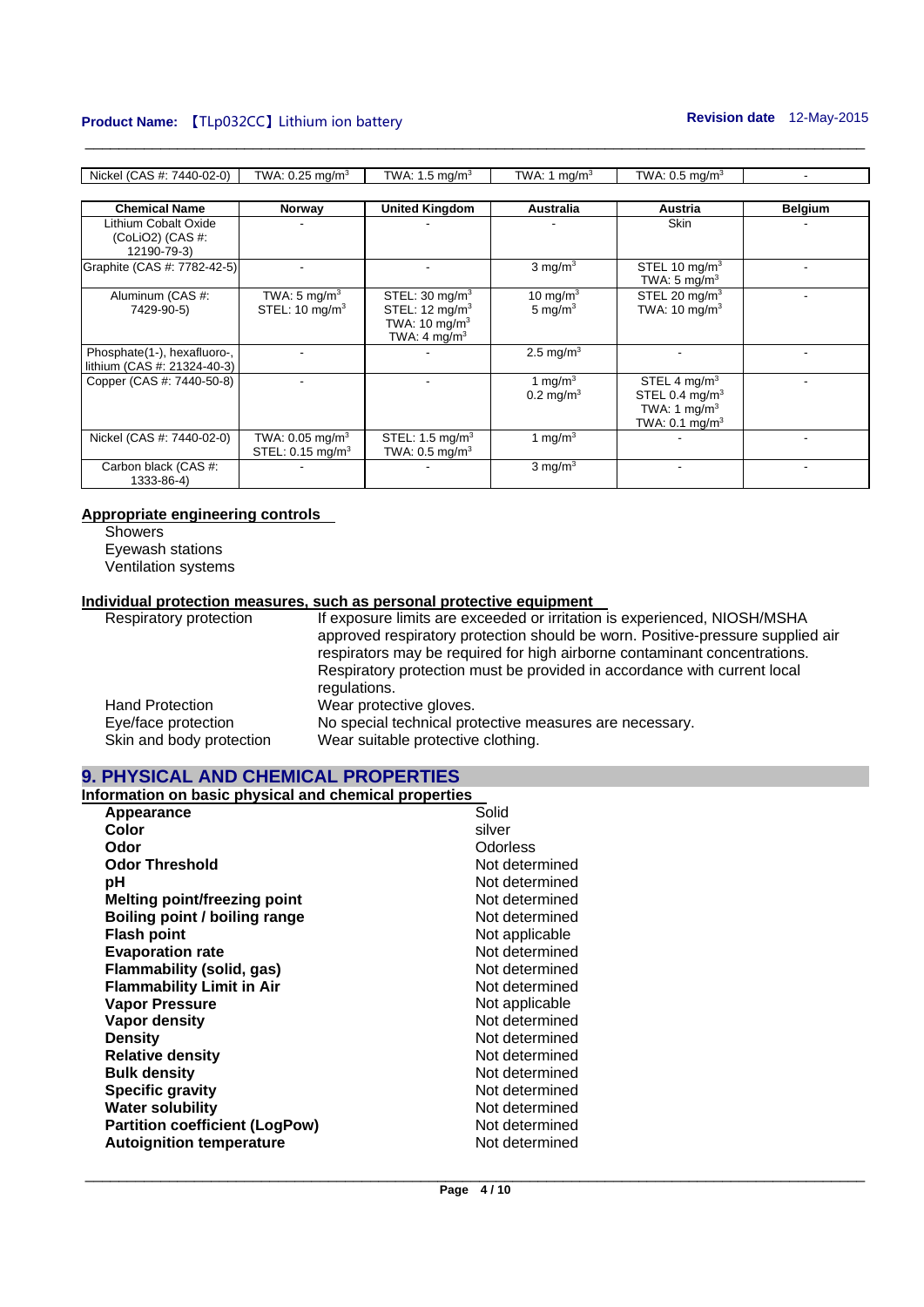| Nickel (CAS #: 7440-02-0) | TWA: 0.25 mg/m$^3$ | TWA: 1.5 mg/m$^3$ | TWA: 1 mg/m$^3$ | TWA: 0.5 mg/m$^3$ | - |
|---|---|---|---|---|---|

| Chemical Name | Norway | United Kingdom | Australia | Austria | Belgium |
|---|---|---|---|---|---|
| Lithium Cobalt Oxide ($CoLiO_2$) (CAS #: 12190-79-3) | - | - | - | Skin | - |
| Graphite (CAS #: 7782-42-5) | - | - | 3 mg/m$^3$ | STEL 10 mg/m$^3$<br>TWA: 5 mg/m$^3$ | - |
| Aluminum (CAS #: 7429-90-5) | TWA: 5 mg/m$^3$<br>STEL: 10 mg/m$^3$ | STEL: 30 mg/m$^3$<br>STEL: 12 mg/m$^3$<br>TWA: 10 mg/m$^3$<br>TWA: 4 mg/m$^3$ | 10 mg/m$^3$<br>5 mg/m$^3$ | STEL 20 mg/m$^3$<br>TWA: 10 mg/m$^3$ | - |
| Phosphate(1-), hexafluoro-, lithium (CAS #: 21324-40-3) | - | - | 2.5 mg/m$^3$ | - | - |
| Copper (CAS #: 7440-50-8) | - | - | 1 mg/m$^3$<br>0.2 mg/m$^3$ | STEL 4 mg/m$^3$<br>STEL 0.4 mg/m$^3$<br>TWA: 1 mg/m$^3$<br>TWA: 0.1 mg/m$^3$ | - |
| Nickel (CAS #: 7440-02-0) | TWA: 0.05 mg/m$^3$<br>STEL: 0.15 mg/m$^3$ | STEL: 1.5 mg/m$^3$<br>TWA: 0.5 mg/m$^3$ | 1 mg/m$^3$ | - | - |
| Carbon black (CAS #: 1333-86-4) | - | - | 3 mg/m$^3$ | - | - |

**Appropriate engineering controls**

Showers
Eyewash stations
Ventilation systems

**Individual protection measures, such as personal protective equipment**

| | |
|---|---|
| Respiratory protection | If exposure limits are exceeded or irritation is experienced, NIOSH/MSHA approved respiratory protection should be worn. Positive-pressure supplied air respirators may be required for high airborne contaminant concentrations. Respiratory protection must be provided in accordance with current local regulations. |
| Hand Protection | Wear protective gloves. |
| Eye/face protection | No special technical protective measures are necessary. |
| Skin and body protection | Wear suitable protective clothing. |

## 9. PHYSICAL AND CHEMICAL PROPERTIES

**Information on basic physical and chemical properties**

| | |
|---|---|
| **Appearance** | Solid |
| **Color** | silver |
| **Odor** | Odorless |
| **Odor Threshold** | Not determined |
| **pH** | Not determined |
| **Melting point/freezing point** | Not determined |
| **Boiling point / boiling range** | Not determined |
| **Flash point** | Not applicable |
| **Evaporation rate** | Not determined |
| **Flammability (solid, gas)** | Not determined |
| **Flammability Limit in Air** | Not determined |
| **Vapor Pressure** | Not applicable |
| **Vapor density** | Not determined |
| **Density** | Not determined |
| **Relative density** | Not determined |
| **Bulk density** | Not determined |
| **Specific gravity** | Not determined |
| **Water solubility** | Not determined |
| **Partition coefficient (LogPow)** | Not determined |
| **Autoignition temperature** | Not determined |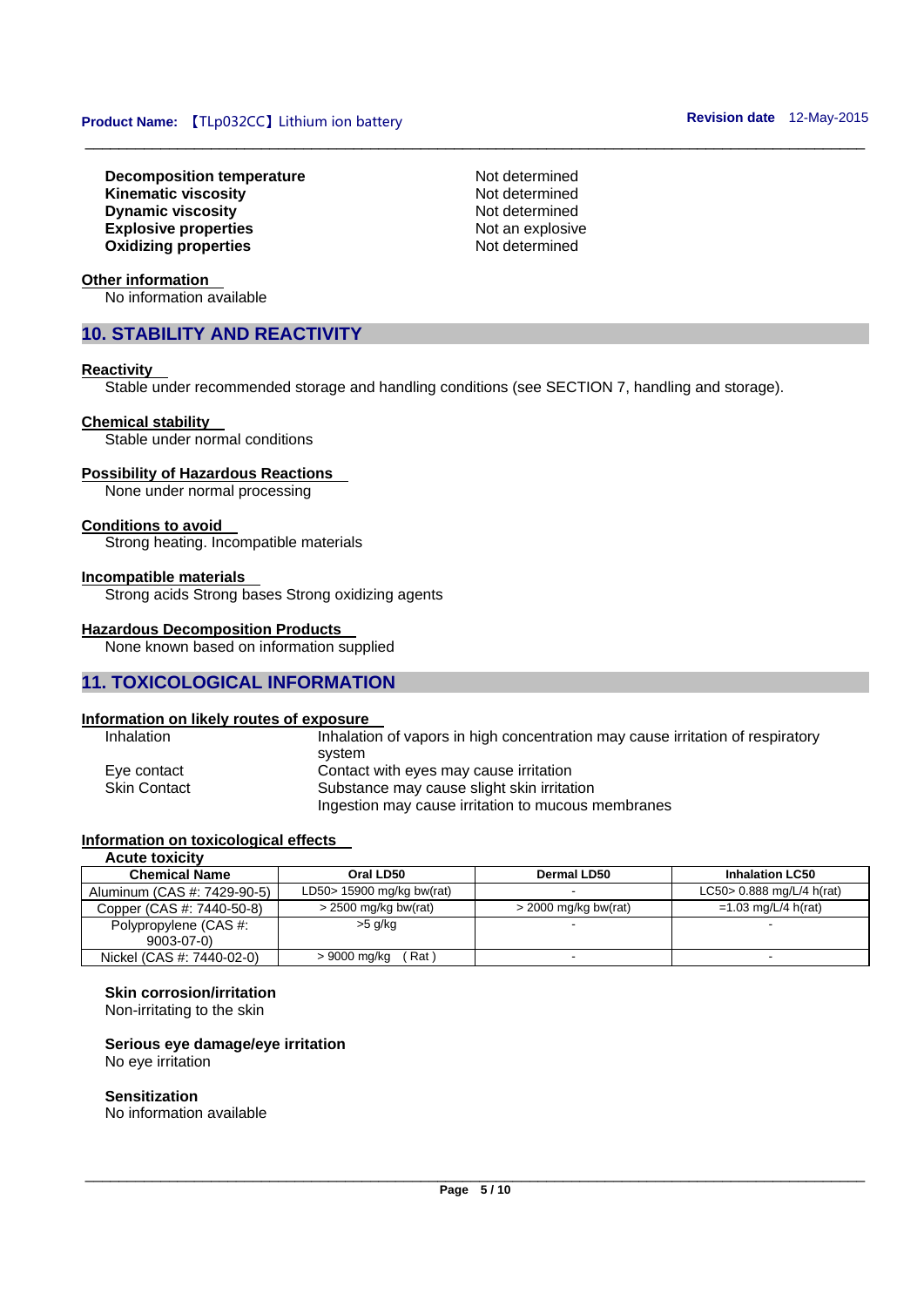**Decomposition temperature** Not determined
**Kinematic viscosity** Not determined
**Dynamic viscosity** Not determined
**Explosive properties** Not an explosive
**Oxidizing properties** Not determined

**Other information**

No information available

## 10. STABILITY AND REACTIVITY

**Reactivity**

Stable under recommended storage and handling conditions (see SECTION 7, handling and storage).

**Chemical stability**

Stable under normal conditions

**Possibility of Hazardous Reactions**

None under normal processing

**Conditions to avoid**

Strong heating. Incompatible materials

**Incompatible materials**

Strong acids Strong bases Strong oxidizing agents

**Hazardous Decomposition Products**

None known based on information supplied

## 11. TOXICOLOGICAL INFORMATION

**Information on likely routes of exposure**

Inhalation: Inhalation of vapors in high concentration may cause irritation of respiratory system

Eye contact: Contact with eyes may cause irritation

Skin Contact: Substance may cause slight skin irritation

Ingestion may cause irritation to mucous membranes

**Information on toxicological effects**

**Acute toxicity**

| Chemical Name | Oral LD50 | Dermal LD50 | Inhalation LC50 |
|---|---|---|---|
| Aluminum (CAS #: 7429-90-5) | LD50> 15900 mg/kg bw(rat) | - | LC50> 0.888 mg/L/4 h(rat) |
| Copper (CAS #: 7440-50-8) | > 2500 mg/kg bw(rat) | > 2000 mg/kg bw(rat) | =1.03 mg/L/4 h(rat) |
| Polypropylene (CAS #: 9003-07-0) | >5 g/kg | - | - |
| Nickel (CAS #: 7440-02-0) | > 9000 mg/kg ( Rat ) | - | - |

**Skin corrosion/irritation**

Non-irritating to the skin

**Serious eye damage/eye irritation**

No eye irritation

**Sensitization**

No information available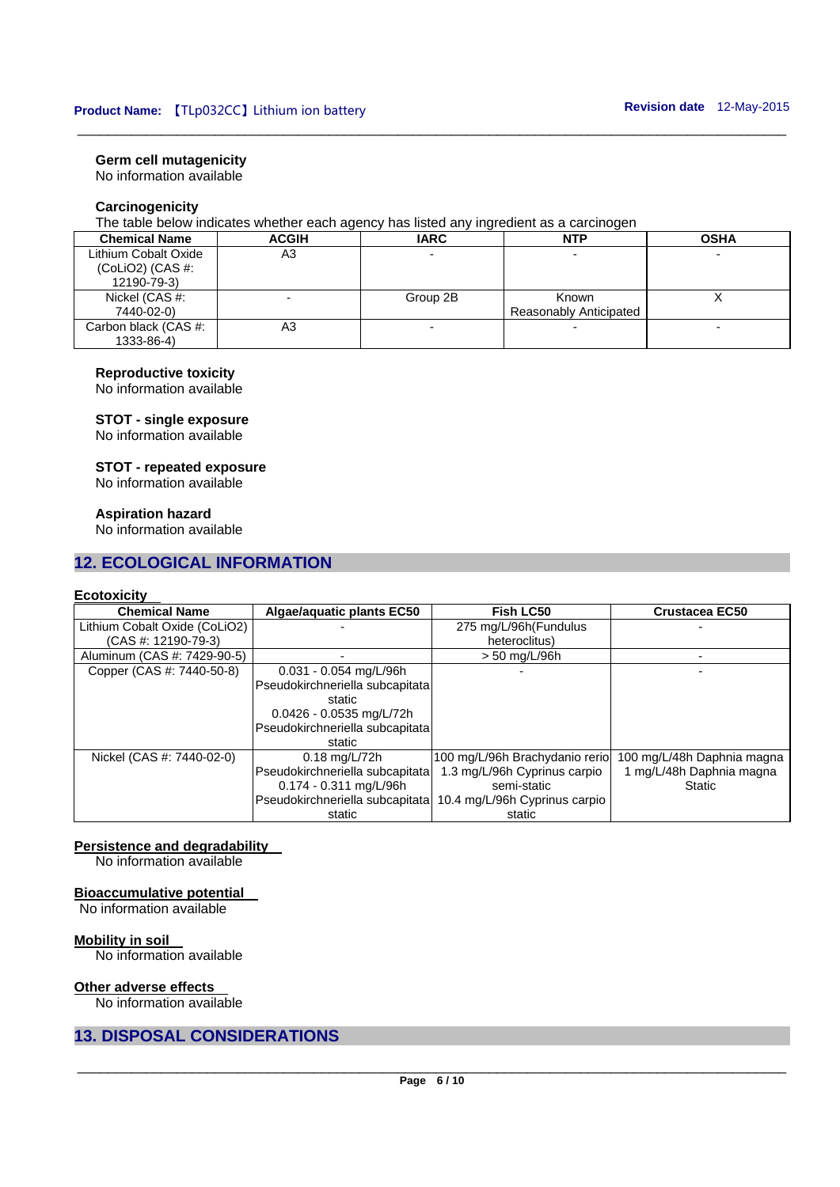**Germ cell mutagenicity**
No information available

**Carcinogenicity**
The table below indicates whether each agency has listed any ingredient as a carcinogen

| Chemical Name | ACGIH | IARC | NTP | OSHA |
|---|---|---|---|---|
| Lithium Cobalt Oxide ($CoLiO_2$) (CAS #: 12190-79-3) | A3 | - | - | - |
| Nickel (CAS #: 7440-02-0) | - | Group 2B | Known Reasonably Anticipated | X |
| Carbon black (CAS #: 1333-86-4) | A3 | - | - | - |

**Reproductive toxicity**
No information available

**STOT - single exposure**
No information available

**STOT - repeated exposure**
No information available

**Aspiration hazard**
No information available

## 12. ECOLOGICAL INFORMATION

**Ecotoxicity**

| Chemical Name | Algae/aquatic plants EC50 | Fish LC50 | Crustacea EC50 |
|---|---|---|---|
| Lithium Cobalt Oxide ($CoLiO_2$) (CAS #: 12190-79-3) | - | 275 mg/L/96h(Fundulus heteroclitus) | - |
| Aluminum (CAS #: 7429-90-5) | - | > 50 mg/L/96h | - |
| Copper (CAS #: 7440-50-8) | 0.031 - 0.054 mg/L/96h Pseudokirchneriella subcapitata static 0.0426 - 0.0535 mg/L/72h Pseudokirchneriella subcapitata static | - | - |
| Nickel (CAS #: 7440-02-0) | 0.18 mg/L/72h Pseudokirchneriella subcapitata 0.174 - 0.311 mg/L/96h Pseudokirchneriella subcapitata static | 100 mg/L/96h Brachydanio rerio 1.3 mg/L/96h Cyprinus carpio semi-static 10.4 mg/L/96h Cyprinus carpio static | 100 mg/L/48h Daphnia magna 1 mg/L/48h Daphnia magna Static |

**Persistence and degradability**
No information available

**Bioaccumulative potential**
No information available

**Mobility in soil**
No information available

**Other adverse effects**
No information available

## 13. DISPOSAL CONSIDERATIONS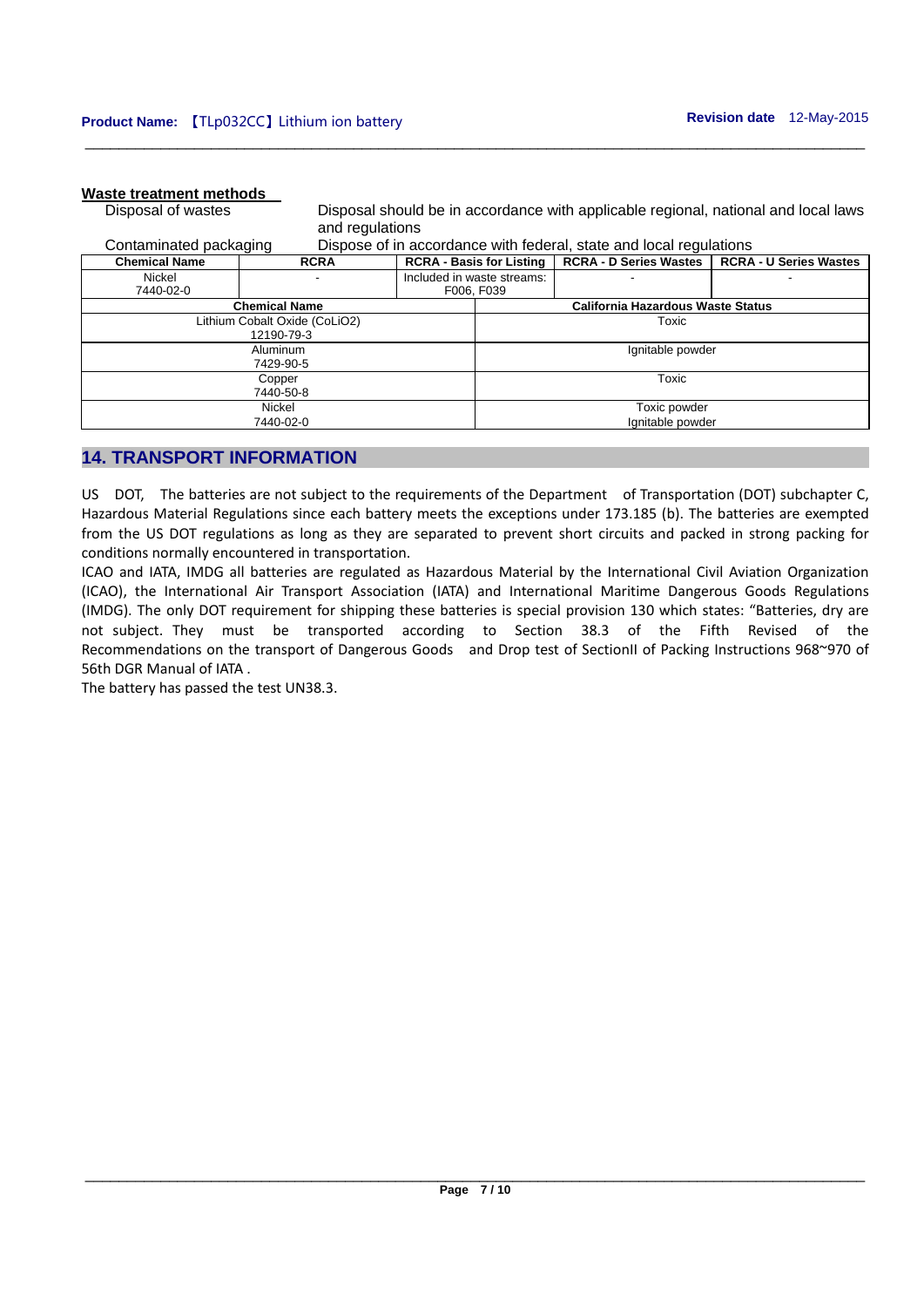**Waste treatment methods**

| | |
|---|---|
| Disposal of wastes | Disposal should be in accordance with applicable regional, national and local laws and regulations |
| Contaminated packaging | Dispose of in accordance with federal, state and local regulations |

| Chemical Name | RCRA | RCRA - Basis for Listing | RCRA - D Series Wastes | RCRA - U Series Wastes |
|---|---|---|---|---|
| Nickel<br>7440-02-0 | - | Included in waste streams: F006, F039 | - | - |

| Chemical Name | California Hazardous Waste Status |
|---|---|
| Lithium Cobalt Oxide (CoLiO2)<br>12190-79-3 | Toxic |
| Aluminum<br>7429-90-5 | Ignitable powder |
| Copper<br>7440-50-8 | Toxic |
| Nickel<br>7440-02-0 | Toxic powder<br>Ignitable powder |

## 14. TRANSPORT INFORMATION

US DOT, The batteries are not subject to the requirements of the Department of Transportation (DOT) subchapter C, Hazardous Material Regulations since each battery meets the exceptions under 173.185 (b). The batteries are exempted from the US DOT regulations as long as they are separated to prevent short circuits and packed in strong packing for conditions normally encountered in transportation.

ICAO and IATA, IMDG all batteries are regulated as Hazardous Material by the International Civil Aviation Organization (ICAO), the International Air Transport Association (IATA) and International Maritime Dangerous Goods Regulations (IMDG). The only DOT requirement for shipping these batteries is special provision 130 which states: "Batteries, dry are not subject. They must be transported according to Section 38.3 of the Fifth Revised of the Recommendations on the transport of Dangerous Goods and Drop test of SectionII of Packing Instructions 968~970 of 56th DGR Manual of IATA .

The battery has passed the test UN38.3.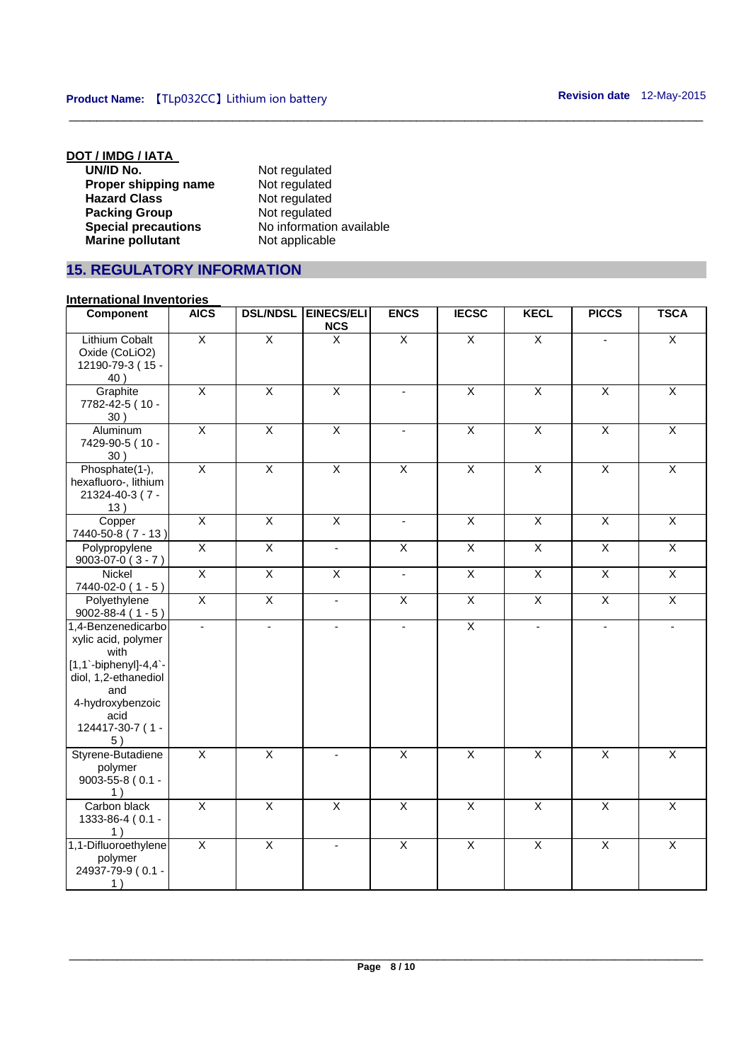### DOT / IMDG / IATA

| | |
|---|---|
| **UN/ID No.** | Not regulated |
| **Proper shipping name** | Not regulated |
| **Hazard Class** | Not regulated |
| **Packing Group** | Not regulated |
| **Special precautions** | No information available |
| **Marine pollutant** | Not applicable |

## 15. REGULATORY INFORMATION

### International Inventories

| Component | AICS | DSL/NDSL | EINECS/ELINCS | ENCS | IECSC | KECL | PICCS | TSCA |
|---|---|---|---|---|---|---|---|---|
| Lithium Cobalt Oxide (CoLiO2) 12190-79-3 ( 15 - 40 ) | X | X | X | X | X | X | - | X |
| Graphite 7782-42-5 ( 10 - 30 ) | X | X | X | - | X | X | X | X |
| Aluminum 7429-90-5 ( 10 - 30 ) | X | X | X | - | X | X | X | X |
| Phosphate(1-), hexafluoro-, lithium 21324-40-3 ( 7 - 13 ) | X | X | X | X | X | X | X | X |
| Copper 7440-50-8 ( 7 - 13 ) | X | X | X | - | X | X | X | X |
| Polypropylene 9003-07-0 ( 3 - 7 ) | X | X | - | X | X | X | X | X |
| Nickel 7440-02-0 ( 1 - 5 ) | X | X | X | - | X | X | X | X |
| Polyethylene 9002-88-4 ( 1 - 5 ) | X | X | - | X | X | X | X | X |
| 1,4-Benzenedicarboxylic acid, polymer with [1,1`-biphenyl]-4,4`-diol, 1,2-ethanediol and 4-hydroxybenzoic acid 124417-30-7 ( 1 - 5 ) | - | - | - | - | X | - | - | - |
| Styrene-Butadiene polymer 9003-55-8 ( 0.1 - 1 ) | X | X | - | X | X | X | X | X |
| Carbon black 1333-86-4 ( 0.1 - 1 ) | X | X | X | X | X | X | X | X |
| 1,1-Difluoroethylene polymer 24937-79-9 ( 0.1 - 1 ) | X | X | - | X | X | X | X | X |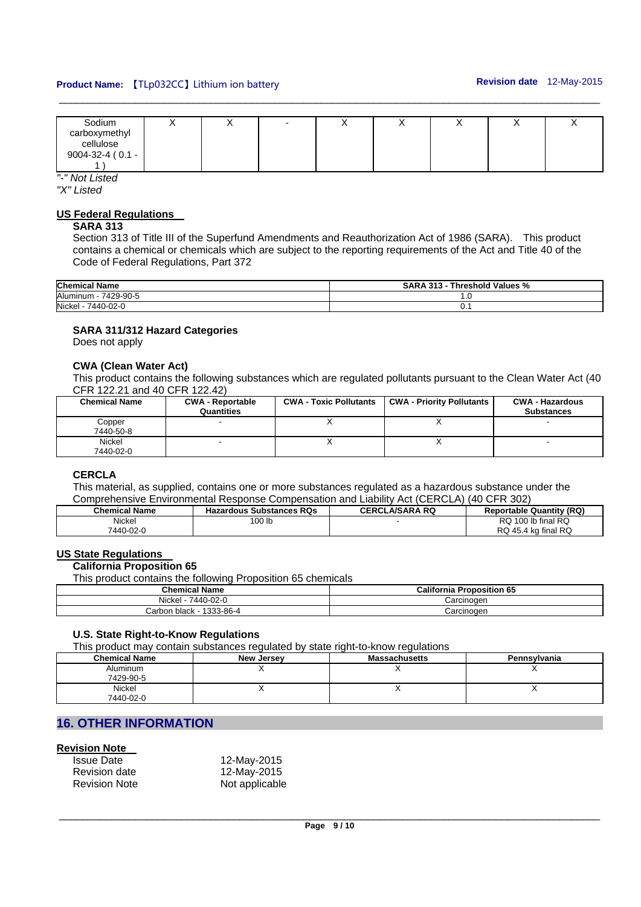| Sodium carboxymethyl cellulose 9004-32-4 ( 0.1 - 1 ) | X | X | - | X | X | X | X | X |
|---|---|---|---|---|---|---|---|---|

*"-" Not Listed*
*"X" Listed*

## US Federal Regulations

### SARA 313

Section 313 of Title III of the Superfund Amendments and Reauthorization Act of 1986 (SARA). This product contains a chemical or chemicals which are subject to the reporting requirements of the Act and Title 40 of the Code of Federal Regulations, Part 372

| Chemical Name | SARA 313 - Threshold Values % |
|---|---|
| Aluminum - 7429-90-5 | 1.0 |
| Nickel - 7440-02-0 | 0.1 |

### SARA 311/312 Hazard Categories

Does not apply

### CWA (Clean Water Act)

This product contains the following substances which are regulated pollutants pursuant to the Clean Water Act (40 CFR 122.21 and 40 CFR 122.42)

| Chemical Name | CWA - Reportable Quantities | CWA - Toxic Pollutants | CWA - Priority Pollutants | CWA - Hazardous Substances |
|---|---|---|---|---|
| Copper 7440-50-8 | - | X | X | - |
| Nickel 7440-02-0 | - | X | X | - |

### CERCLA

This material, as supplied, contains one or more substances regulated as a hazardous substance under the Comprehensive Environmental Response Compensation and Liability Act (CERCLA) (40 CFR 302)

| Chemical Name | Hazardous Substances RQs | CERCLA/SARA RQ | Reportable Quantity (RQ) |
|---|---|---|---|
| Nickel 7440-02-0 | 100 lb | - | RQ 100 lb final RQ RQ 45.4 kg final RQ |

## US State Regulations

### California Proposition 65

This product contains the following Proposition 65 chemicals

| Chemical Name | California Proposition 65 |
|---|---|
| Nickel - 7440-02-0 | Carcinogen |
| Carbon black - 1333-86-4 | Carcinogen |

### U.S. State Right-to-Know Regulations

This product may contain substances regulated by state right-to-know regulations

| Chemical Name | New Jersey | Massachusetts | Pennsylvania |
|---|---|---|---|
| Aluminum 7429-90-5 | X | X | X |
| Nickel 7440-02-0 | X | X | X |

## 16. OTHER INFORMATION

### Revision Note

| | |
|---|---|
| Issue Date | 12-May-2015 |
| Revision date | 12-May-2015 |
| Revision Note | Not applicable |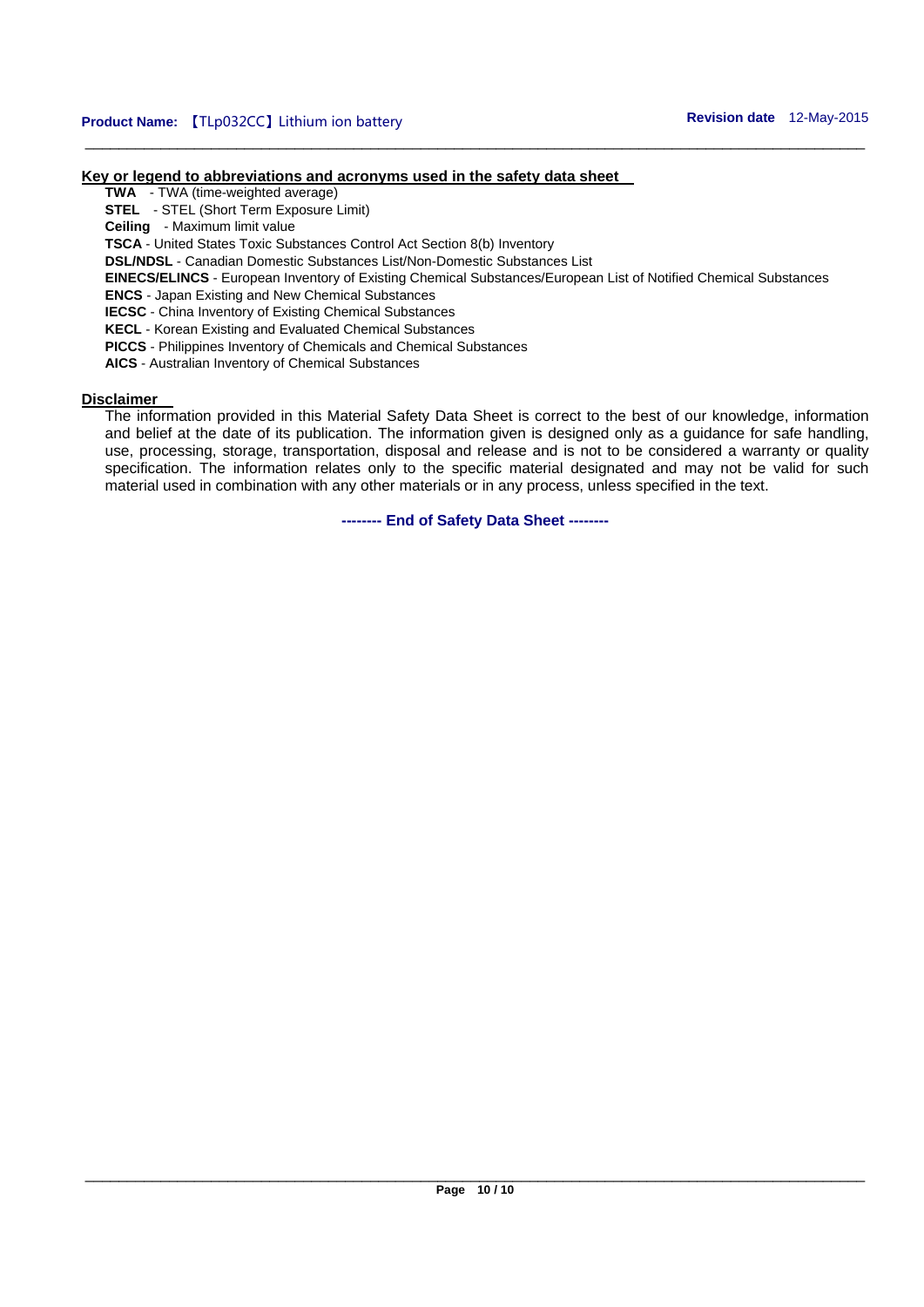## Key or legend to abbreviations and acronyms used in the safety data sheet

**TWA** - TWA (time-weighted average)
**STEL** - STEL (Short Term Exposure Limit)
**Ceiling** - Maximum limit value
**TSCA** - United States Toxic Substances Control Act Section 8(b) Inventory
**DSL/NDSL** - Canadian Domestic Substances List/Non-Domestic Substances List
**EINECS/ELINCS** - European Inventory of Existing Chemical Substances/European List of Notified Chemical Substances
**ENCS** - Japan Existing and New Chemical Substances
**IECSC** - China Inventory of Existing Chemical Substances
**KECL** - Korean Existing and Evaluated Chemical Substances
**PICCS** - Philippines Inventory of Chemicals and Chemical Substances
**AICS** - Australian Inventory of Chemical Substances

## Disclaimer

The information provided in this Material Safety Data Sheet is correct to the best of our knowledge, information and belief at the date of its publication. The information given is designed only as a guidance for safe handling, use, processing, storage, transportation, disposal and release and is not to be considered a warranty or quality specification. The information relates only to the specific material designated and may not be valid for such material used in combination with any other materials or in any process, unless specified in the text.

**-------- End of Safety Data Sheet --------**